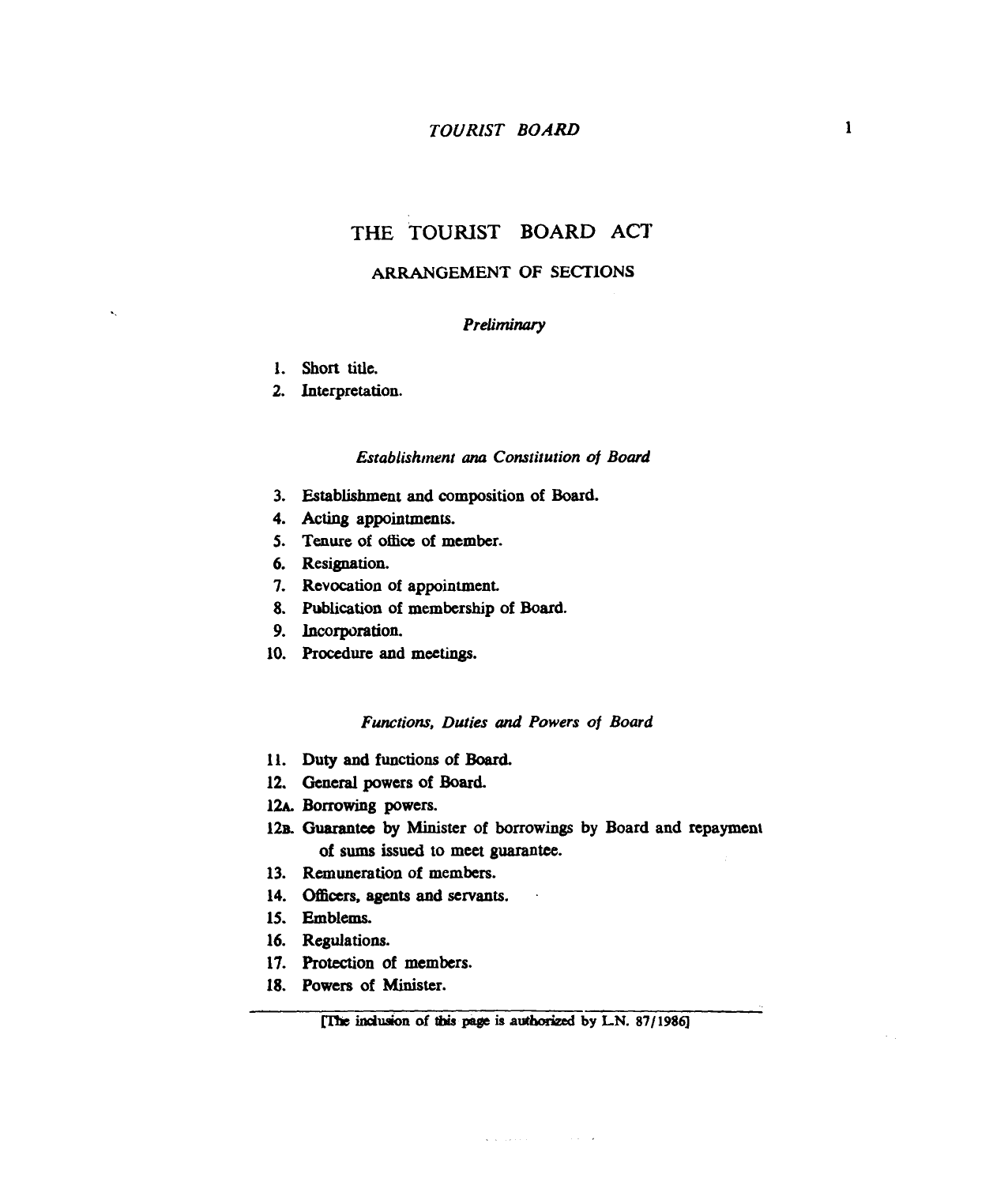# THE TOURIST BOARD ACT

## ARRANGEMENT OF SECTIONS

*Preliminary*

1. Short title.
2. Interpretation.

*Establishment ana Constitution of Board*

3. Establishment and composition of Board.
4. Acting appointments.
5. Tenure of office of member.
6. Resignation.
7. Revocation of appointment.
8. Publication of membership of Board.
9. Incorporation.
10. Procedure and meetings.

*Functions, Duties and Powers of Board*

11. Duty and functions of Board.
12. General powers of Board.

12A. Borrowing powers.

12B. Guarantee by Minister of borrowings by Board and repayment of sums issued to meet guarantee.

13. Remuneration of members.
14. Officers, agents and servants.
15. Emblems.
16. Regulations.
17. Protection of members.
18. Powers of Minister.

[The inclusion of this page is authorized by L.N. 87/1986]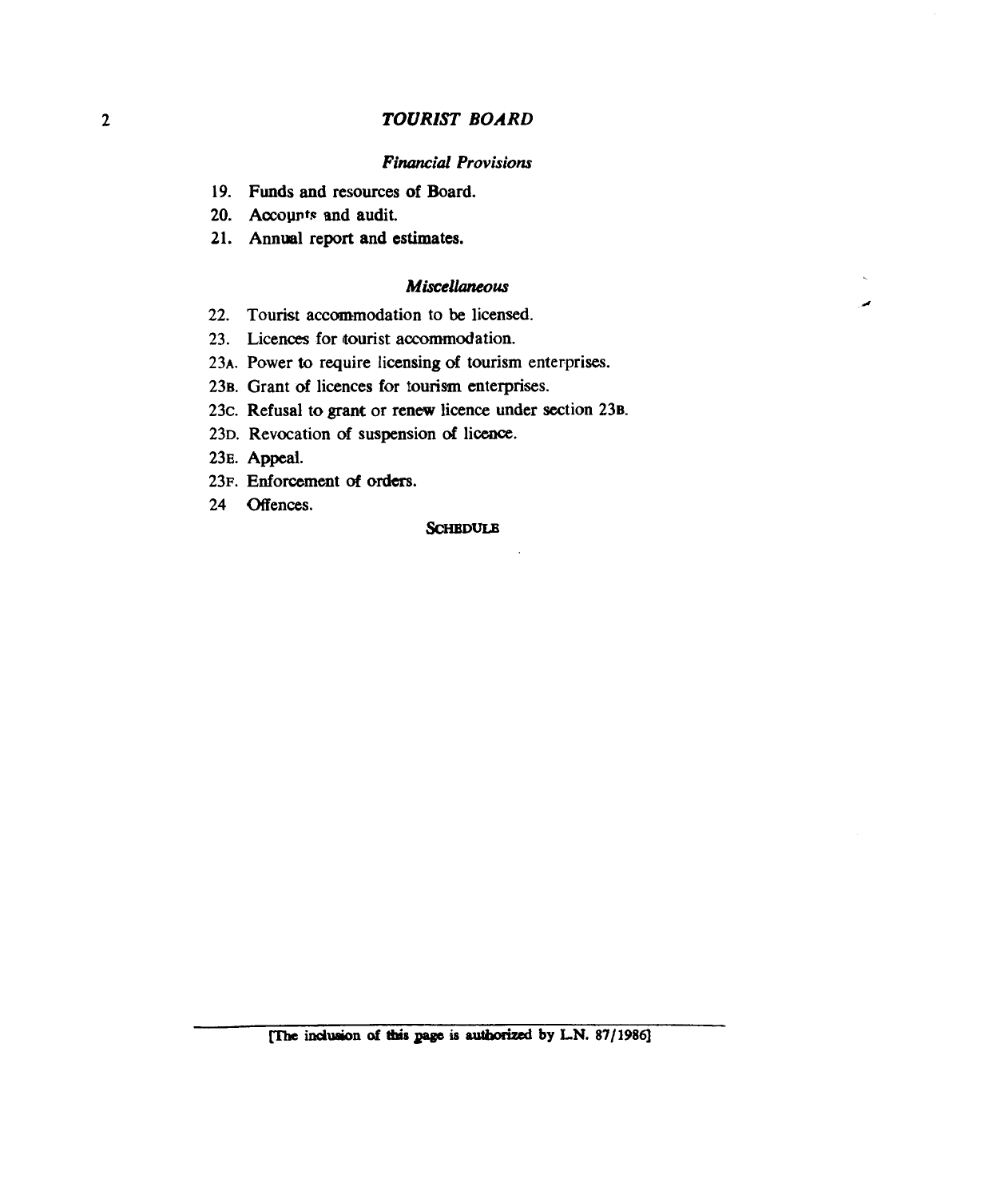### *Financial Provisions*

19. Funds and resources of Board.
20. Accounts and audit.
21. Annual report and estimates.

### *Miscellaneous*

22. Tourist accommodation to be licensed.
23. Licences for tourist accommodation.
23A. Power to require licensing of tourism enterprises.
23B. Grant of licences for tourism enterprises.
23C. Refusal to grant or renew licence under section 23B.
23D. Revocation of suspension of licence.
23E. Appeal.
23F. Enforcement of orders.
24 Offences.

SCHEDULE

[The inclusion of this page is authorized by L.N. 87/1986]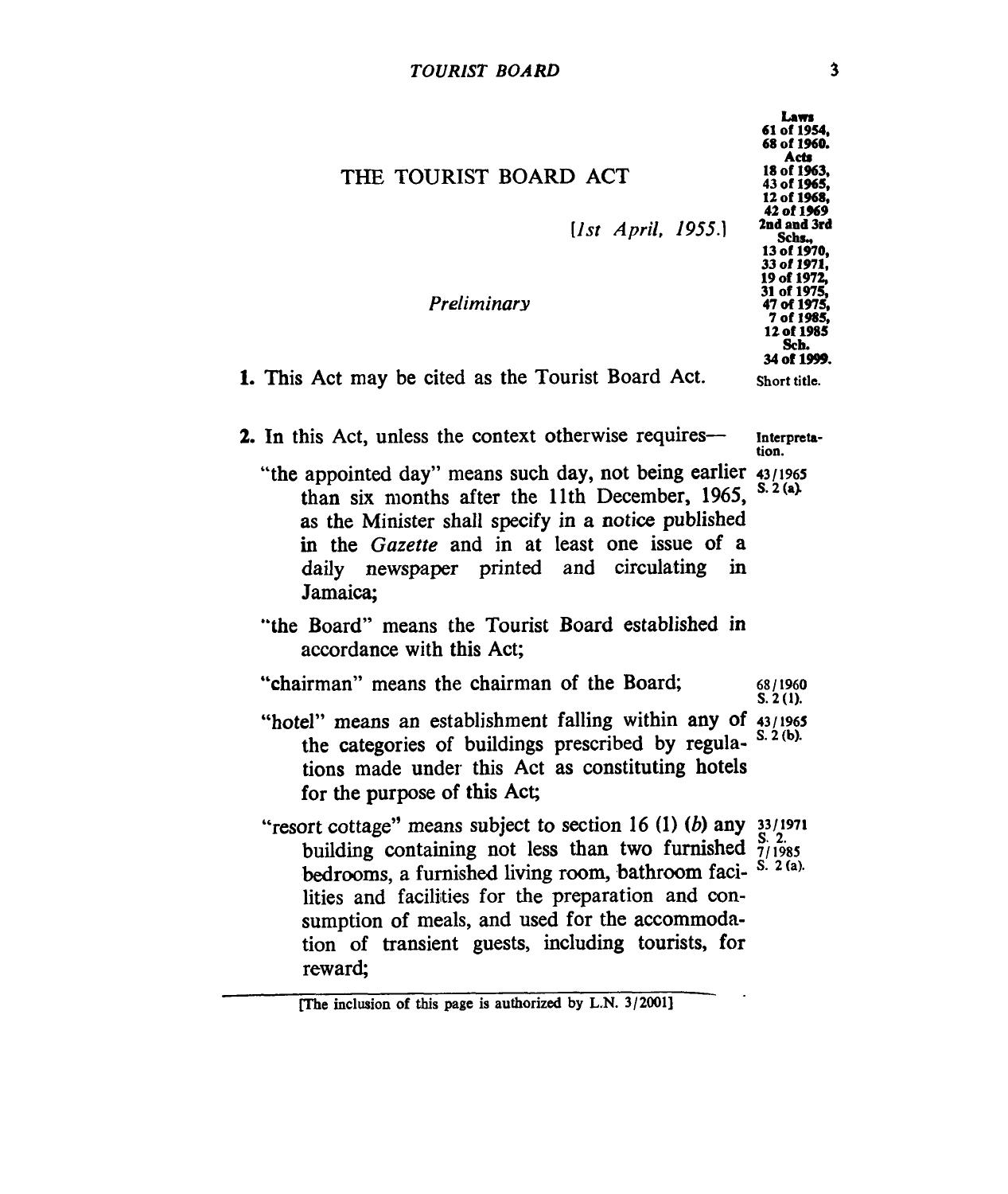# THE TOURIST BOARD ACT

Laws 61 of 1954, 68 of 1960. Acts 18 of 1963, 43 of 1965, 12 of 1968, 42 of 1969 2nd and 3rd Schs., 13 of 1970, 33 of 1971, 19 of 1972, 31 of 1975, 47 of 1975, 7 of 1985, 12 of 1985 Sch. 34 of 1999.

[*1st April, 1955.*]

*Preliminary*

**1.** This Act may be cited as the Tourist Board Act. *Short title.*

**2.** In this Act, unless the context otherwise requires— *Interpretation.*

"the appointed day" means such day, not being earlier than six months after the 11th December, 1965, as the Minister shall specify in a notice published in the *Gazette* and in at least one issue of a daily newspaper printed and circulating in Jamaica; *43/1965 S. 2 (a).*

"the Board" means the Tourist Board established in accordance with this Act;

"chairman" means the chairman of the Board; *68/1960 S. 2 (1).*

"hotel" means an establishment falling within any of the categories of buildings prescribed by regulations made under this Act as constituting hotels for the purpose of this Act; *43/1965 S. 2 (b).*

"resort cottage" means subject to section 16 (1) (*b*) any building containing not less than two furnished bedrooms, a furnished living room, bathroom facilities and facilities for the preparation and consumption of meals, and used for the accommodation of transient guests, including tourists, for reward; *33/1971 S. 2. 7/1985 S. 2 (a).*

[The inclusion of this page is authorized by L.N. 3/2001]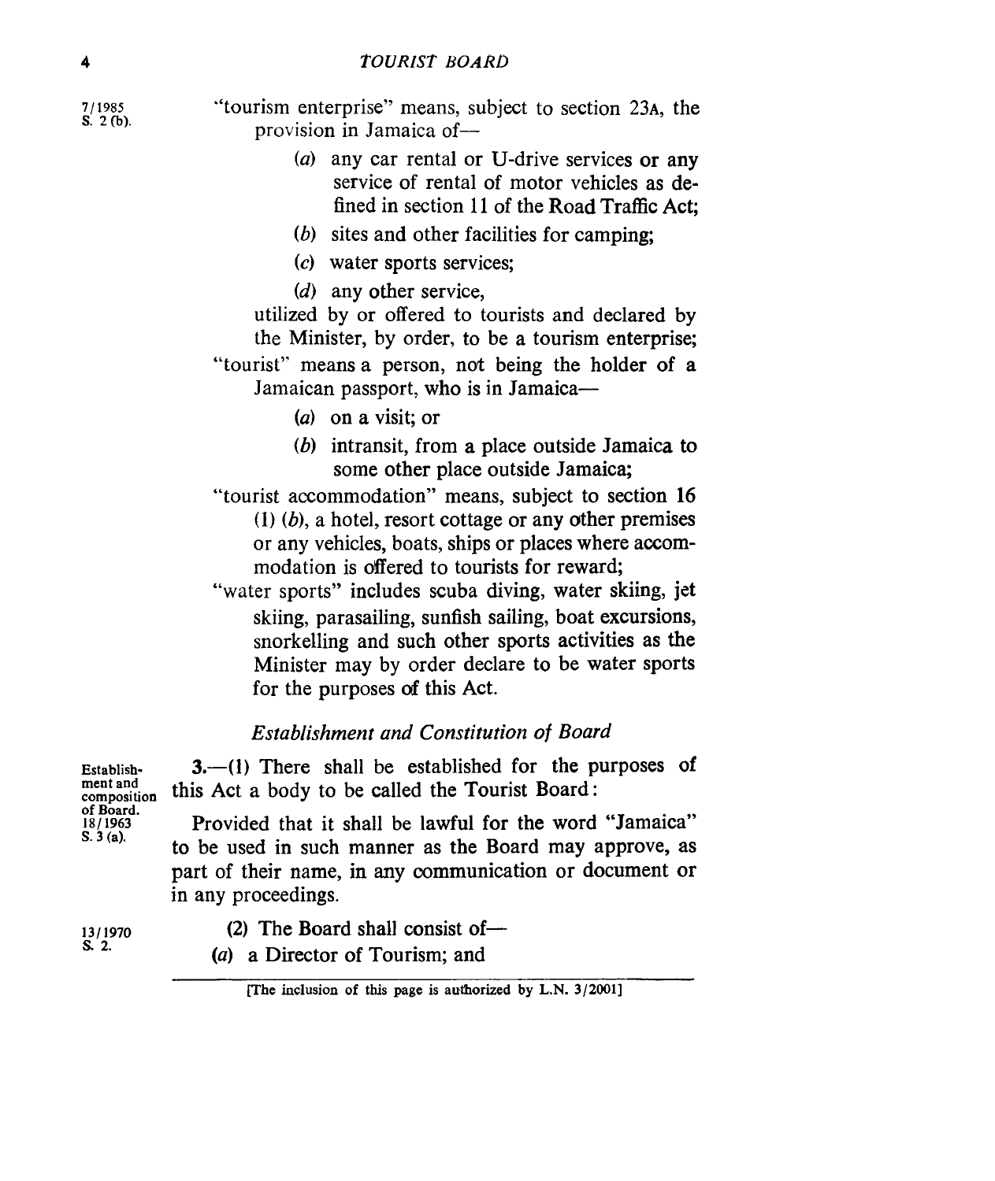7/1985 S. 2 (b).

"tourism enterprise" means, subject to section 23A, the provision in Jamaica of—

(*a*) any car rental or U-drive services or any service of rental of motor vehicles as defined in section 11 of the Road Traffic Act;

(*b*) sites and other facilities for camping;

(*c*) water sports services;

(*d*) any other service,

utilized by or offered to tourists and declared by the Minister, by order, to be a tourism enterprise;

"tourist" means a person, not being the holder of a Jamaican passport, who is in Jamaica—

(*a*) on a visit; or

(*b*) intransit, from a place outside Jamaica to some other place outside Jamaica;

"tourist accommodation" means, subject to section 16 (1) (*b*), a hotel, resort cottage or any other premises or any vehicles, boats, ships or places where accommodation is offered to tourists for reward;

"water sports" includes scuba diving, water skiing, jet skiing, parasailing, sunfish sailing, boat excursions, snorkelling and such other sports activities as the Minister may by order declare to be water sports for the purposes of this Act.

*Establishment and Constitution of Board*

Establishment and composition of Board. 18/1963 S. 3 (a).

**3.**—(1) There shall be established for the purposes of this Act a body to be called the Tourist Board:

Provided that it shall be lawful for the word "Jamaica" to be used in such manner as the Board may approve, as part of their name, in any communication or document or in any proceedings.

13/1970 S. 2.

(2) The Board shall consist of—

(*a*) a Director of Tourism; and

[The inclusion of this page is authorized by L.N. 3/2001]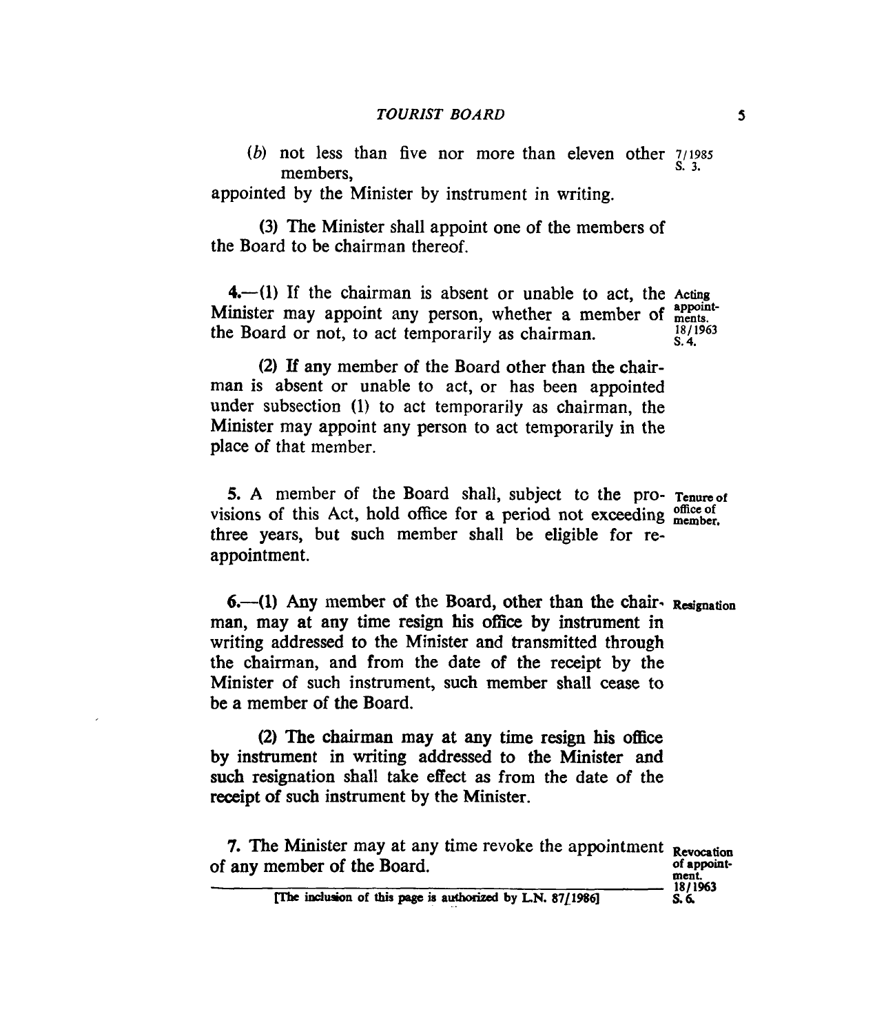(*b*) not less than five nor more than eleven other members, 7/1985 S. 3.

appointed by the Minister by instrument in writing.

(3) The Minister shall appoint one of the members of the Board to be chairman thereof.

**Acting appointments.** 18/1963 S. 4.

4.—(1) If the chairman is absent or unable to act, the Minister may appoint any person, whether a member of the Board or not, to act temporarily as chairman.

(2) If any member of the Board other than the chairman is absent or unable to act, or has been appointed under subsection (1) to act temporarily as chairman, the Minister may appoint any person to act temporarily in the place of that member.

**Tenure of office of member.**

5. A member of the Board shall, subject to the provisions of this Act, hold office for a period not exceeding three years, but such member shall be eligible for re-appointment.

**Resignation**

6.—(1) Any member of the Board, other than the chairman, may at any time resign his office by instrument in writing addressed to the Minister and transmitted through the chairman, and from the date of the receipt by the Minister of such instrument, such member shall cease to be a member of the Board.

(2) The chairman may at any time resign his office by instrument in writing addressed to the Minister and such resignation shall take effect as from the date of the receipt of such instrument by the Minister.

**Revocation of appointment.** 18/1963 S. 6.

7. The Minister may at any time revoke the appointment of any member of the Board.

[The inclusion of this page is authorized by L.N. 87/1986]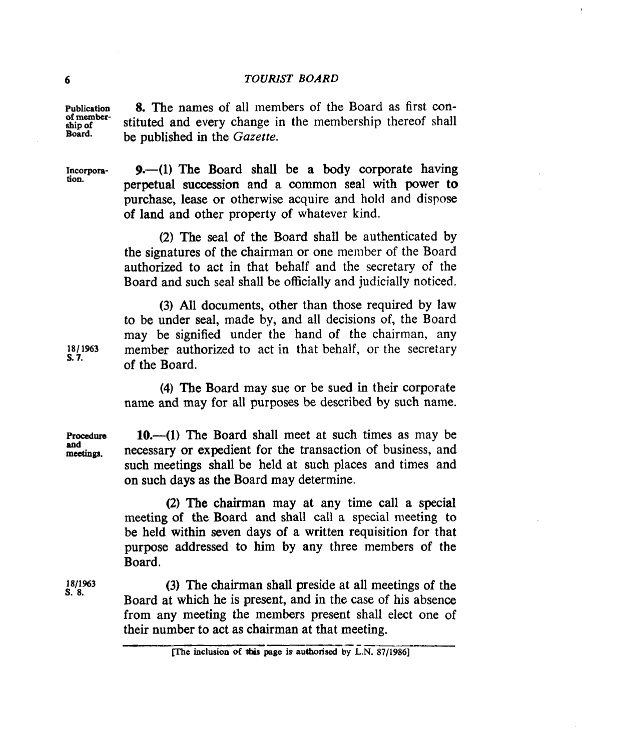Publication of membership of Board.

**8.** The names of all members of the Board as first constituted and every change in the membership thereof shall be published in the *Gazette*.

Incorporation.

**9.**—(1) The Board shall be a body corporate having perpetual succession and a common seal with power to purchase, lease or otherwise acquire and hold and dispose of land and other property of whatever kind.

(2) The seal of the Board shall be authenticated by the signatures of the chairman or one member of the Board authorized to act in that behalf and the secretary of the Board and such seal shall be officially and judicially noticed.

18/1963 S. 7.

(3) All documents, other than those required by law to be under seal, made by, and all decisions of, the Board may be signified under the hand of the chairman, any member authorized to act in that behalf, or the secretary of the Board.

(4) The Board may sue or be sued in their corporate name and may for all purposes be described by such name.

Procedure and meetings.

**10.**—(1) The Board shall meet at such times as may be necessary or expedient for the transaction of business, and such meetings shall be held at such places and times and on such days as the Board may determine.

(2) The chairman may at any time call a special meeting of the Board and shall call a special meeting to be held within seven days of a written requisition for that purpose addressed to him by any three members of the Board.

18/1963 S. 8.

(3) The chairman shall preside at all meetings of the Board at which he is present, and in the case of his absence from any meeting the members present shall elect one of their number to act as chairman at that meeting.

[The inclusion of this page is authorised by L.N. 87/1986]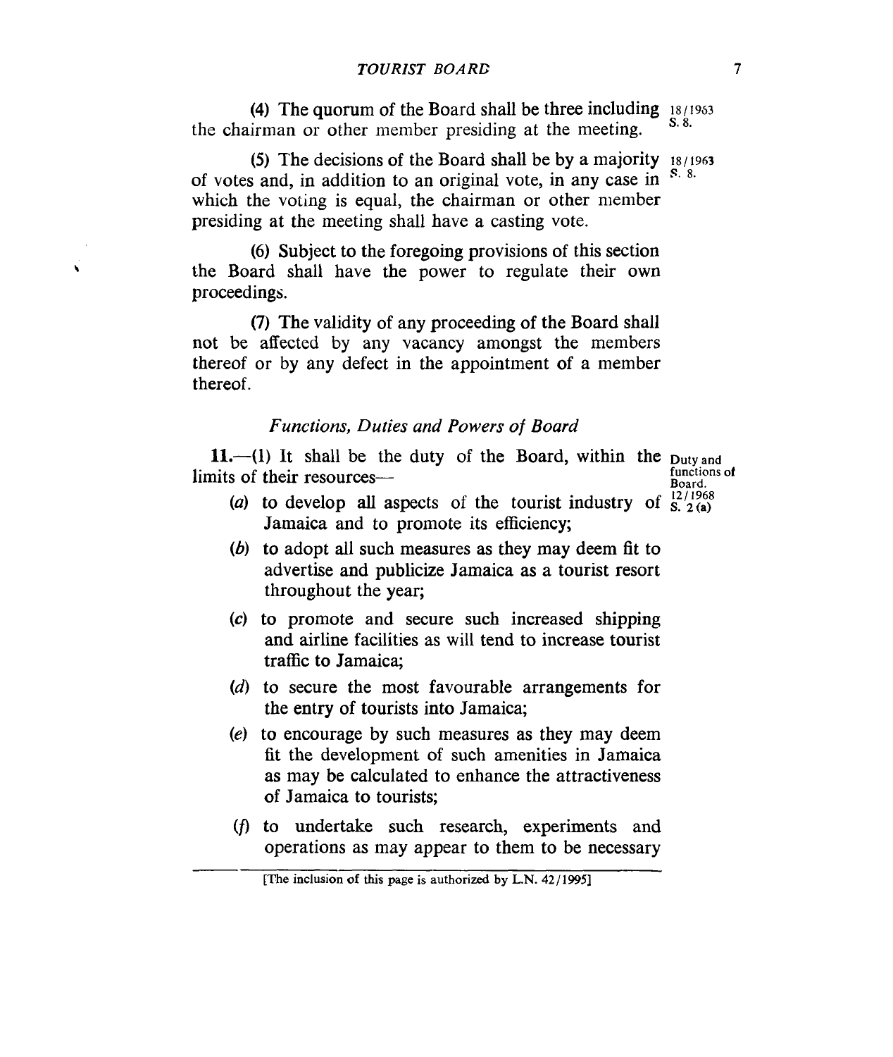(4) The quorum of the Board shall be three including the chairman or other member presiding at the meeting. 18/1963 S. 8.

(5) The decisions of the Board shall be by a majority of votes and, in addition to an original vote, in any case in which the voting is equal, the chairman or other member presiding at the meeting shall have a casting vote. 18/1963 S. 8.

(6) Subject to the foregoing provisions of this section the Board shall have the power to regulate their own proceedings.

(7) The validity of any proceeding of the Board shall not be affected by any vacancy amongst the members thereof or by any defect in the appointment of a member thereof.

### *Functions, Duties and Powers of Board*

**11.**—(1) It shall be the duty of the Board, within the limits of their resources— Duty and functions of Board. 12/1968 S. 2 (a)

(*a*) to develop all aspects of the tourist industry of Jamaica and to promote its efficiency;

(*b*) to adopt all such measures as they may deem fit to advertise and publicize Jamaica as a tourist resort throughout the year;

(*c*) to promote and secure such increased shipping and airline facilities as will tend to increase tourist traffic to Jamaica;

(*d*) to secure the most favourable arrangements for the entry of tourists into Jamaica;

(*e*) to encourage by such measures as they may deem fit the development of such amenities in Jamaica as may be calculated to enhance the attractiveness of Jamaica to tourists;

(*f*) to undertake such research, experiments and operations as may appear to them to be necessary

[The inclusion of this page is authorized by L.N. 42/1995]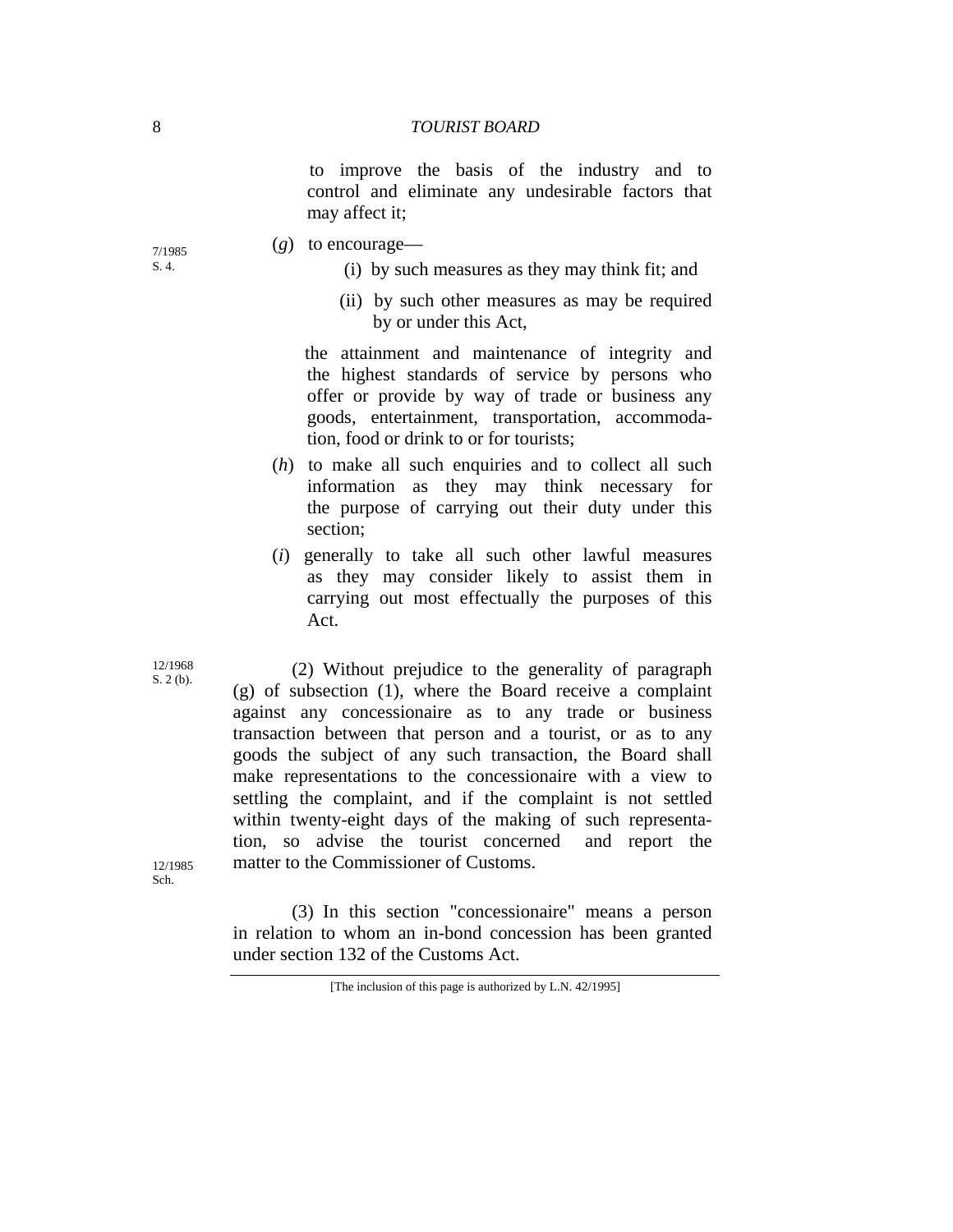to improve the basis of the industry and to control and eliminate any undesirable factors that may affect it;

7/1985 S. 4.

(*g*) to encourage—

(i) by such measures as they may think fit; and

(ii) by such other measures as may be required by or under this Act,

the attainment and maintenance of integrity and the highest standards of service by persons who offer or provide by way of trade or business any goods, entertainment, transportation, accommodation, food or drink to or for tourists;

(*h*) to make all such enquiries and to collect all such information as they may think necessary for the purpose of carrying out their duty under this section;

(*i*) generally to take all such other lawful measures as they may consider likely to assist them in carrying out most effectually the purposes of this Act.

12/1968 S. 2 (b).

(2) Without prejudice to the generality of paragraph (g) of subsection (1), where the Board receive a complaint against any concessionaire as to any trade or business transaction between that person and a tourist, or as to any goods the subject of any such transaction, the Board shall make representations to the concessionaire with a view to settling the complaint, and if the complaint is not settled within twenty-eight days of the making of such representation, so advise the tourist concerned and report the matter to the Commissioner of Customs.

12/1985 Sch.

(3) In this section "concessionaire" means a person in relation to whom an in-bond concession has been granted under section 132 of the Customs Act.

[The inclusion of this page is authorized by L.N. 42/1995]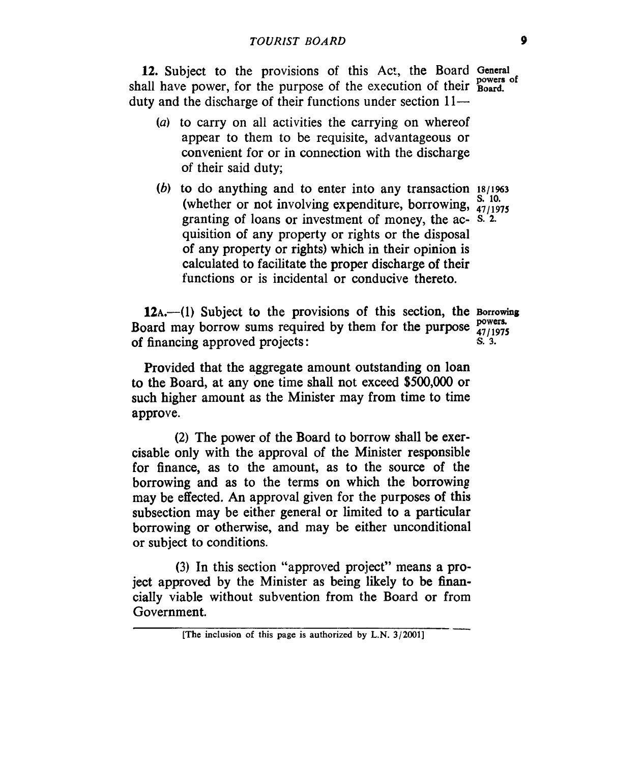**12.** Subject to the provisions of this Act, the Board shall have power, for the purpose of the execution of their duty and the discharge of their functions under section 11—

General powers of Board.

(*a*) to carry on all activities the carrying on whereof appear to them to be requisite, advantageous or convenient for or in connection with the discharge of their said duty;

(*b*) to do anything and to enter into any transaction (whether or not involving expenditure, borrowing, granting of loans or investment of money, the acquisition of any property or rights or the disposal of any property or rights) which in their opinion is calculated to facilitate the proper discharge of their functions or is incidental or conducive thereto.

18/1963 S. 10. 47/1975 S. 2.

**12A.**—(1) Subject to the provisions of this section, the Board may borrow sums required by them for the purpose of financing approved projects:

Borrowing powers. 47/1975 S. 3.

Provided that the aggregate amount outstanding on loan to the Board, at any one time shall not exceed $500,000 or such higher amount as the Minister may from time to time approve.

(2) The power of the Board to borrow shall be exercisable only with the approval of the Minister responsible for finance, as to the amount, as to the source of the borrowing and as to the terms on which the borrowing may be effected. An approval given for the purposes of this subsection may be either general or limited to a particular borrowing or otherwise, and may be either unconditional or subject to conditions.

(3) In this section "approved project" means a project approved by the Minister as being likely to be financially viable without subvention from the Board or from Government.

[The inclusion of this page is authorized by L.N. 3/2001]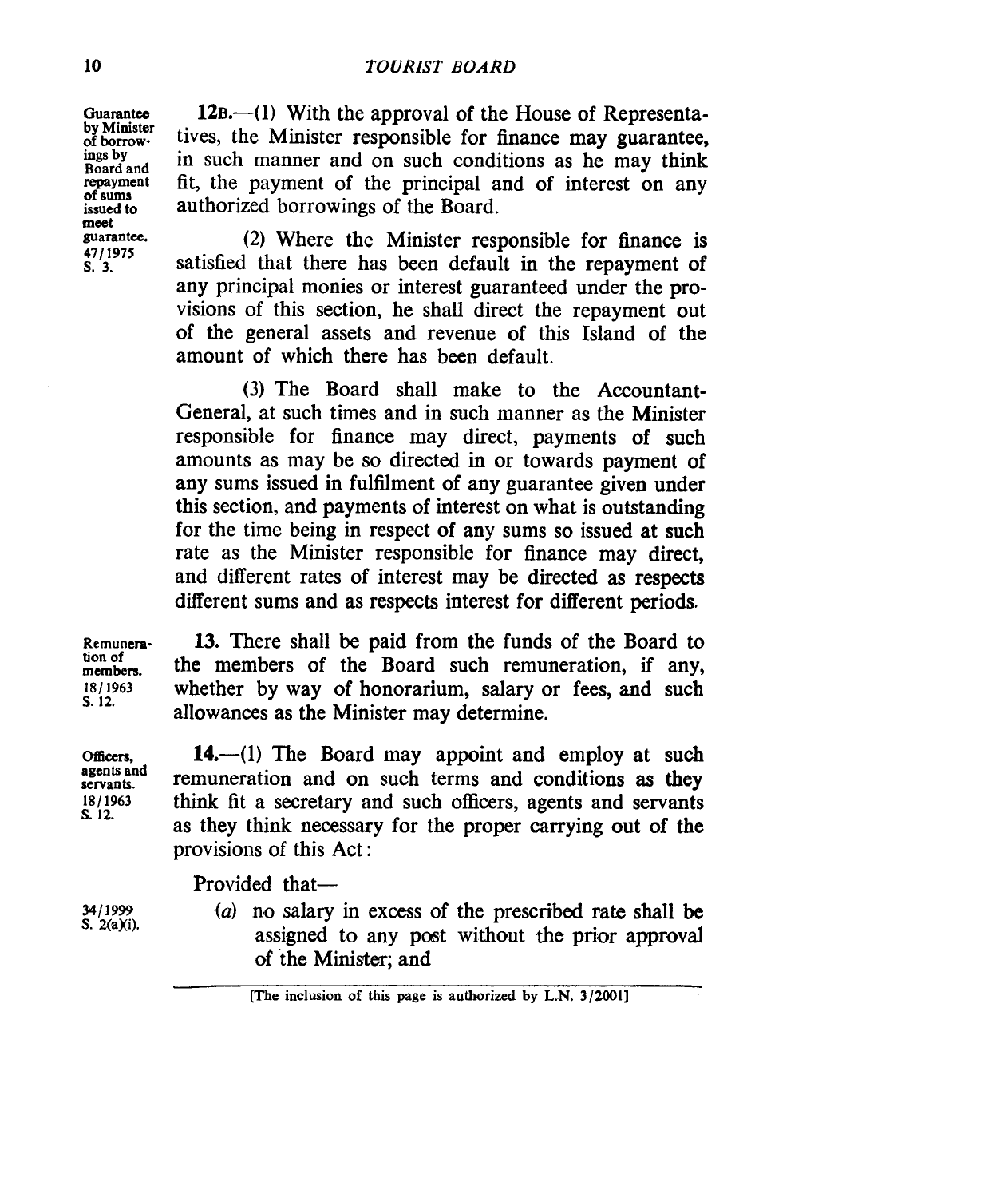Guarantee by Minister of borrowings by Board and repayment of sums issued to meet guarantee. 47/1975 S. 3.

**12B.**—(1) With the approval of the House of Representatives, the Minister responsible for finance may guarantee, in such manner and on such conditions as he may think fit, the payment of the principal and of interest on any authorized borrowings of the Board.

(2) Where the Minister responsible for finance is satisfied that there has been default in the repayment of any principal monies or interest guaranteed under the provisions of this section, he shall direct the repayment out of the general assets and revenue of this Island of the amount of which there has been default.

(3) The Board shall make to the Accountant-General, at such times and in such manner as the Minister responsible for finance may direct, payments of such amounts as may be so directed in or towards payment of any sums issued in fulfilment of any guarantee given under this section, and payments of interest on what is outstanding for the time being in respect of any sums so issued at such rate as the Minister responsible for finance may direct, and different rates of interest may be directed as respects different sums and as respects interest for different periods.

Remuneration of members. 18/1963 S. 12.

**13.** There shall be paid from the funds of the Board to the members of the Board such remuneration, if any, whether by way of honorarium, salary or fees, and such allowances as the Minister may determine.

Officers, agents and servants. 18/1963 S. 12.

**14.**—(1) The Board may appoint and employ at such remuneration and on such terms and conditions as they think fit a secretary and such officers, agents and servants as they think necessary for the proper carrying out of the provisions of this Act:

Provided that—

34/1999 S. 2(a)(i).

(*a*) no salary in excess of the prescribed rate shall be assigned to any post without the prior approval of the Minister; and

[The inclusion of this page is authorized by L.N. 3/2001]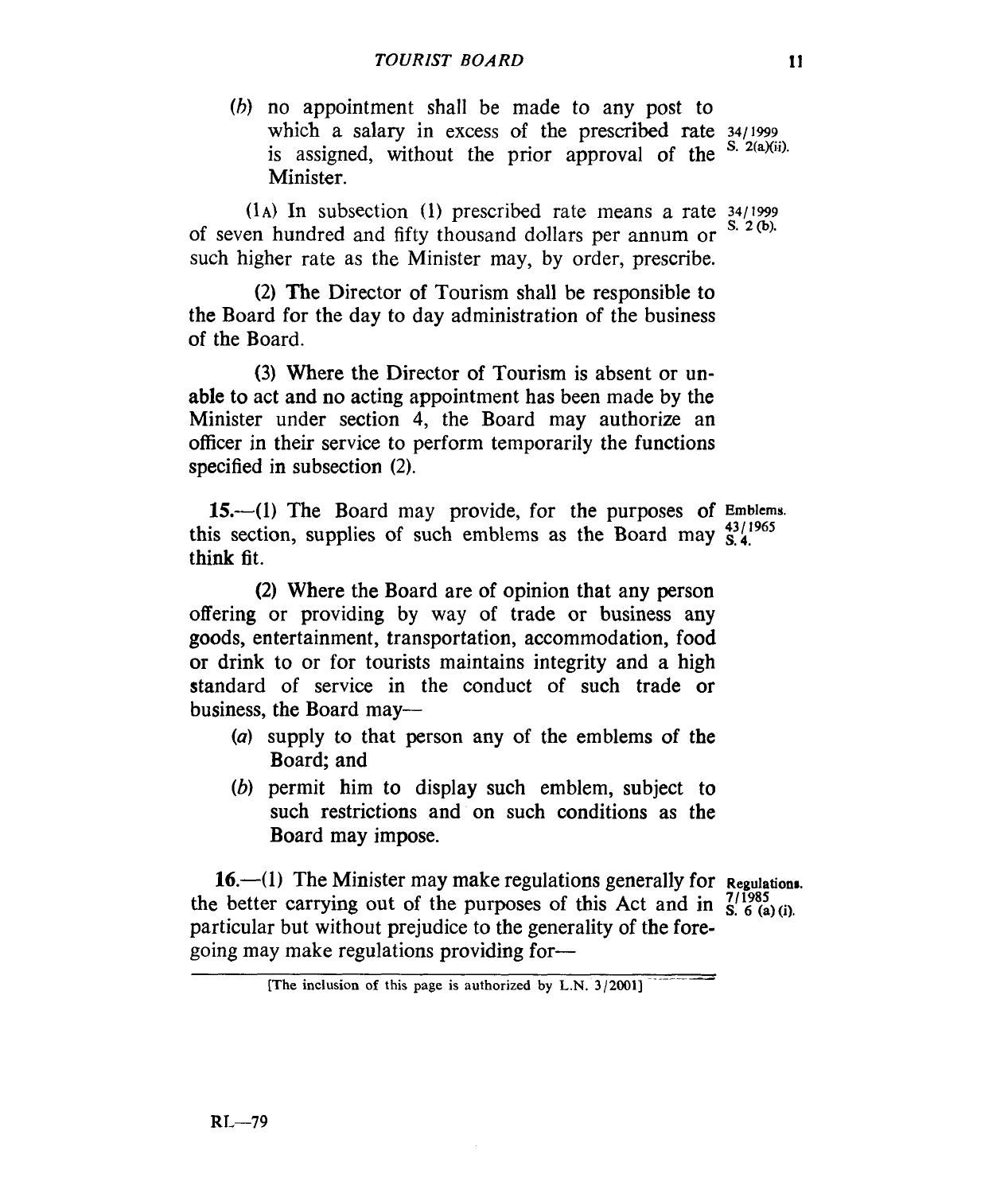(b) no appointment shall be made to any post to which a salary in excess of the prescribed rate is assigned, without the prior approval of the Minister. 34/1999 S. 2(a)(ii).

(1A) In subsection (1) prescribed rate means a rate of seven hundred and fifty thousand dollars per annum or such higher rate as the Minister may, by order, prescribe. 34/1999 S. 2 (b).

(2) The Director of Tourism shall be responsible to the Board for the day to day administration of the business of the Board.

(3) Where the Director of Tourism is absent or unable to act and no acting appointment has been made by the Minister under section 4, the Board may authorize an officer in their service to perform temporarily the functions specified in subsection (2).

**15.**—(1) The Board may provide, for the purposes of this section, supplies of such emblems as the Board may think fit. **Emblems.** 43/1965 S. 4.

(2) Where the Board are of opinion that any person offering or providing by way of trade or business any goods, entertainment, transportation, accommodation, food or drink to or for tourists maintains integrity and a high standard of service in the conduct of such trade or business, the Board may—

(a) supply to that person any of the emblems of the Board; and

(b) permit him to display such emblem, subject to such restrictions and on such conditions as the Board may impose.

**16.**—(1) The Minister may make regulations generally for the better carrying out of the purposes of this Act and in particular but without prejudice to the generality of the foregoing may make regulations providing for— **Regulations.** 7/1985 S. 6 (a) (i).

[The inclusion of this page is authorized by L.N. 3/2001]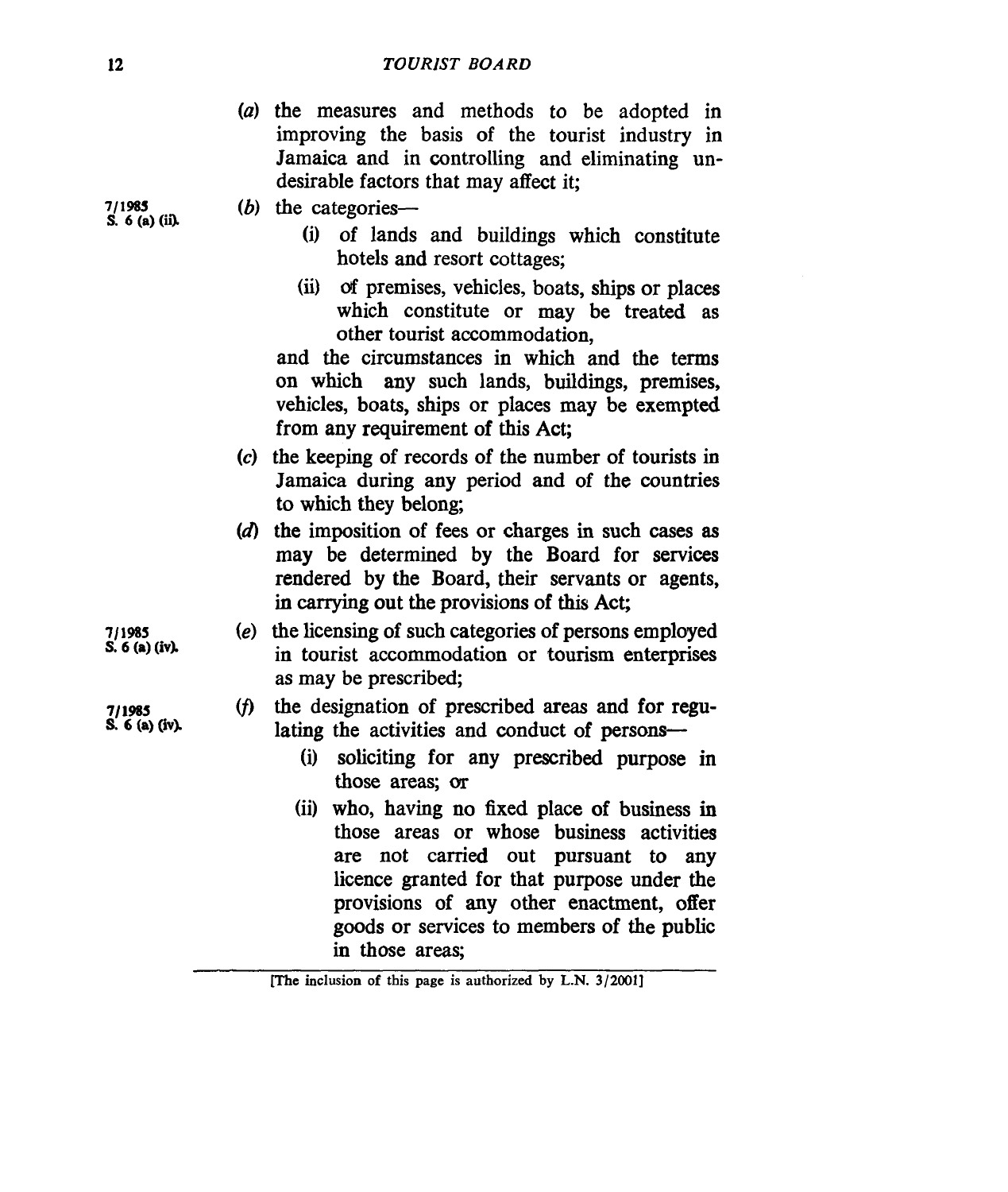(*a*) the measures and methods to be adopted in improving the basis of the tourist industry in Jamaica and in controlling and eliminating undesirable factors that may affect it;

7/1985 S. 6 (a) (ii).

(*b*) the categories—

(i) of lands and buildings which constitute hotels and resort cottages;

(ii) of premises, vehicles, boats, ships or places which constitute or may be treated as other tourist accommodation,

and the circumstances in which and the terms on which any such lands, buildings, premises, vehicles, boats, ships or places may be exempted from any requirement of this Act;

(*c*) the keeping of records of the number of tourists in Jamaica during any period and of the countries to which they belong;

(*d*) the imposition of fees or charges in such cases as may be determined by the Board for services rendered by the Board, their servants or agents, in carrying out the provisions of this Act;

7/1985 S. 6 (a) (iv).

(*e*) the licensing of such categories of persons employed in tourist accommodation or tourism enterprises as may be prescribed;

7/1985 S. 6 (a) (iv).

(*f*) the designation of prescribed areas and for regulating the activities and conduct of persons—

(i) soliciting for any prescribed purpose in those areas; or

(ii) who, having no fixed place of business in those areas or whose business activities are not carried out pursuant to any licence granted for that purpose under the provisions of any other enactment, offer goods or services to members of the public in those areas;

[The inclusion of this page is authorized by L.N. 3/2001]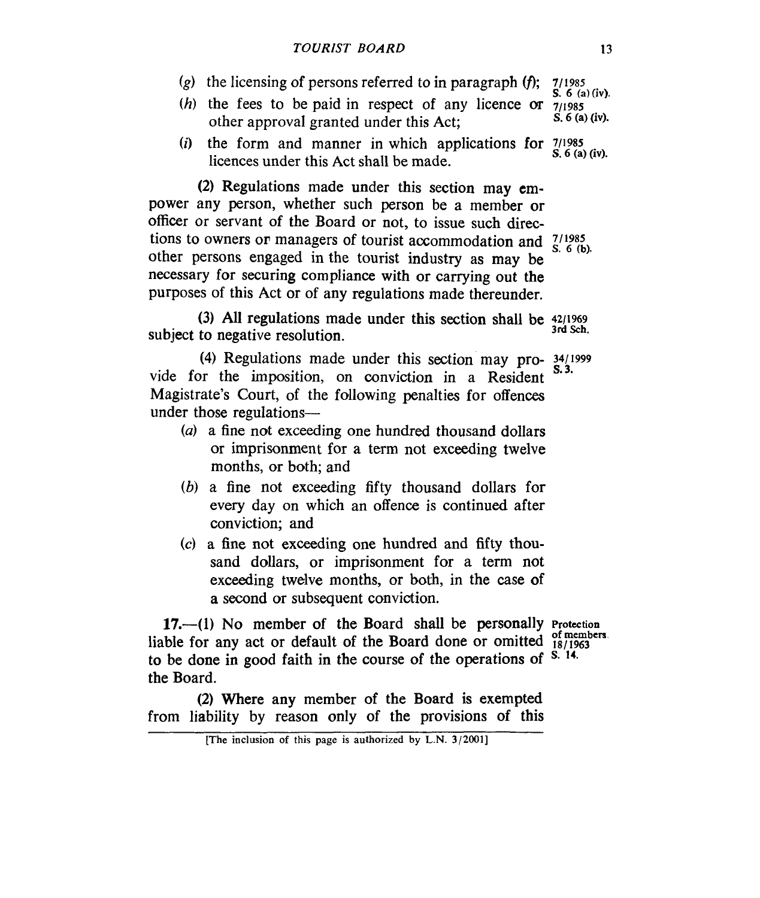(*g*) the licensing of persons referred to in paragraph (*f*); 7/1985 S. 6 (a) (iv).

(*h*) the fees to be paid in respect of any licence or other approval granted under this Act; 7/1985 S. 6 (a) (iv).

(*i*) the form and manner in which applications for licences under this Act shall be made. 7/1985 S. 6 (a) (iv).

(2) Regulations made under this section may empower any person, whether such person be a member or officer or servant of the Board or not, to issue such directions to owners or managers of tourist accommodation and other persons engaged in the tourist industry as may be necessary for securing compliance with or carrying out the purposes of this Act or of any regulations made thereunder. 7/1985 S. 6 (b).

(3) All regulations made under this section shall be subject to negative resolution. 42/1969 3rd Sch.

(4) Regulations made under this section may provide for the imposition, on conviction in a Resident Magistrate's Court, of the following penalties for offences under those regulations— 34/1999 S. 3.

(*a*) a fine not exceeding one hundred thousand dollars or imprisonment for a term not exceeding twelve months, or both; and

(*b*) a fine not exceeding fifty thousand dollars for every day on which an offence is continued after conviction; and

(*c*) a fine not exceeding one hundred and fifty thousand dollars, or imprisonment for a term not exceeding twelve months, or both, in the case of a second or subsequent conviction.

**17.**—(1) No member of the Board shall be personally liable for any act or default of the Board done or omitted to be done in good faith in the course of the operations of the Board. **Protection of members.** 18/1963 S. 14.

(2) Where any member of the Board is exempted from liability by reason only of the provisions of this

[The inclusion of this page is authorized by L.N. 3/2001]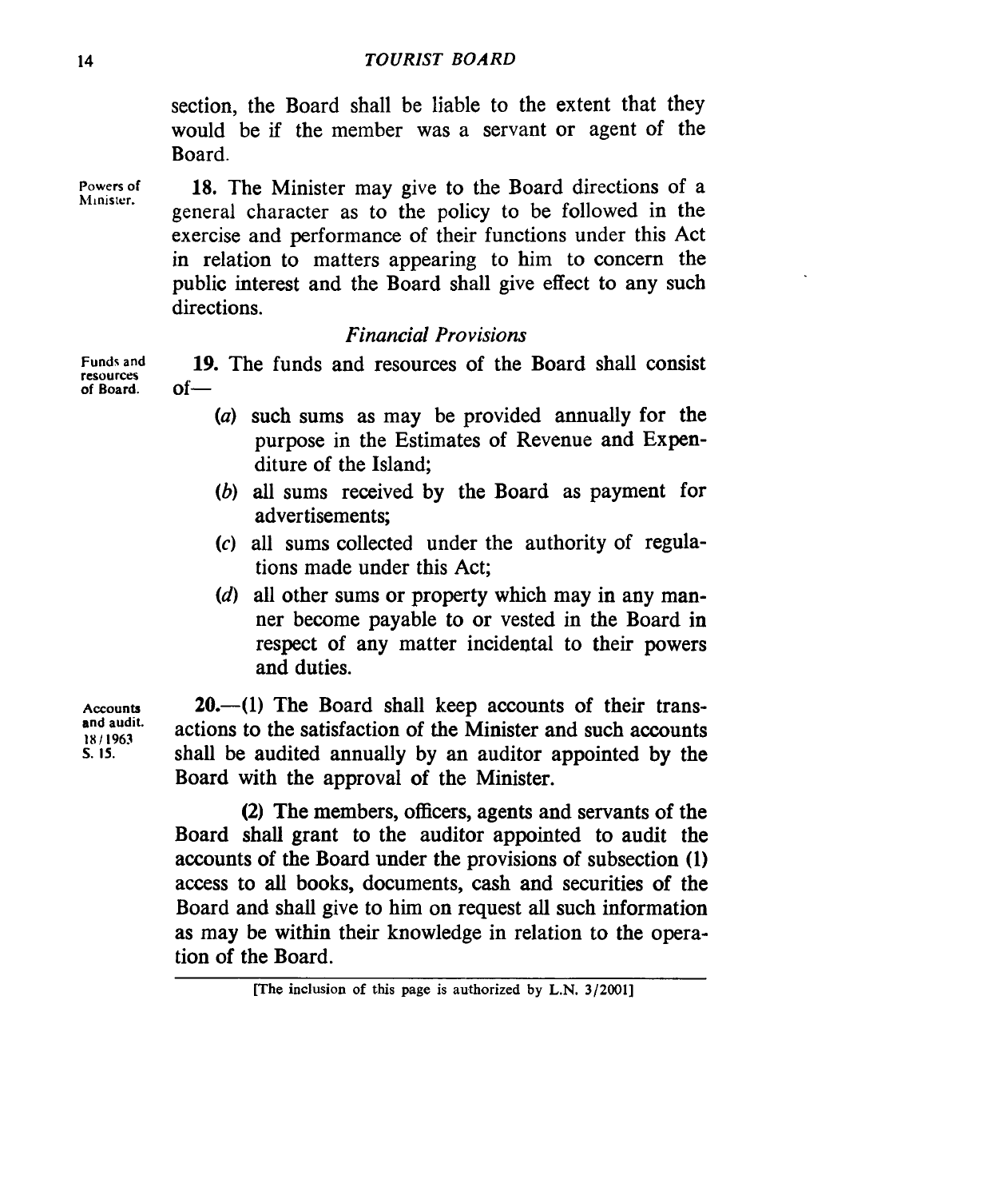section, the Board shall be liable to the extent that they would be if the member was a servant or agent of the Board.

Powers of Minister.

**18.** The Minister may give to the Board directions of a general character as to the policy to be followed in the exercise and performance of their functions under this Act in relation to matters appearing to him to concern the public interest and the Board shall give effect to any such directions.

*Financial Provisions*

Funds and resources of Board.

**19.** The funds and resources of the Board shall consist of—

(*a*) such sums as may be provided annually for the purpose in the Estimates of Revenue and Expenditure of the Island;

(*b*) all sums received by the Board as payment for advertisements;

(*c*) all sums collected under the authority of regulations made under this Act;

(*d*) all other sums or property which may in any manner become payable to or vested in the Board in respect of any matter incidental to their powers and duties.

Accounts and audit. 18/1963 S. 15.

**20.**—(1) The Board shall keep accounts of their transactions to the satisfaction of the Minister and such accounts shall be audited annually by an auditor appointed by the Board with the approval of the Minister.

(2) The members, officers, agents and servants of the Board shall grant to the auditor appointed to audit the accounts of the Board under the provisions of subsection (1) access to all books, documents, cash and securities of the Board and shall give to him on request all such information as may be within their knowledge in relation to the operation of the Board.

[The inclusion of this page is authorized by L.N. 3/2001]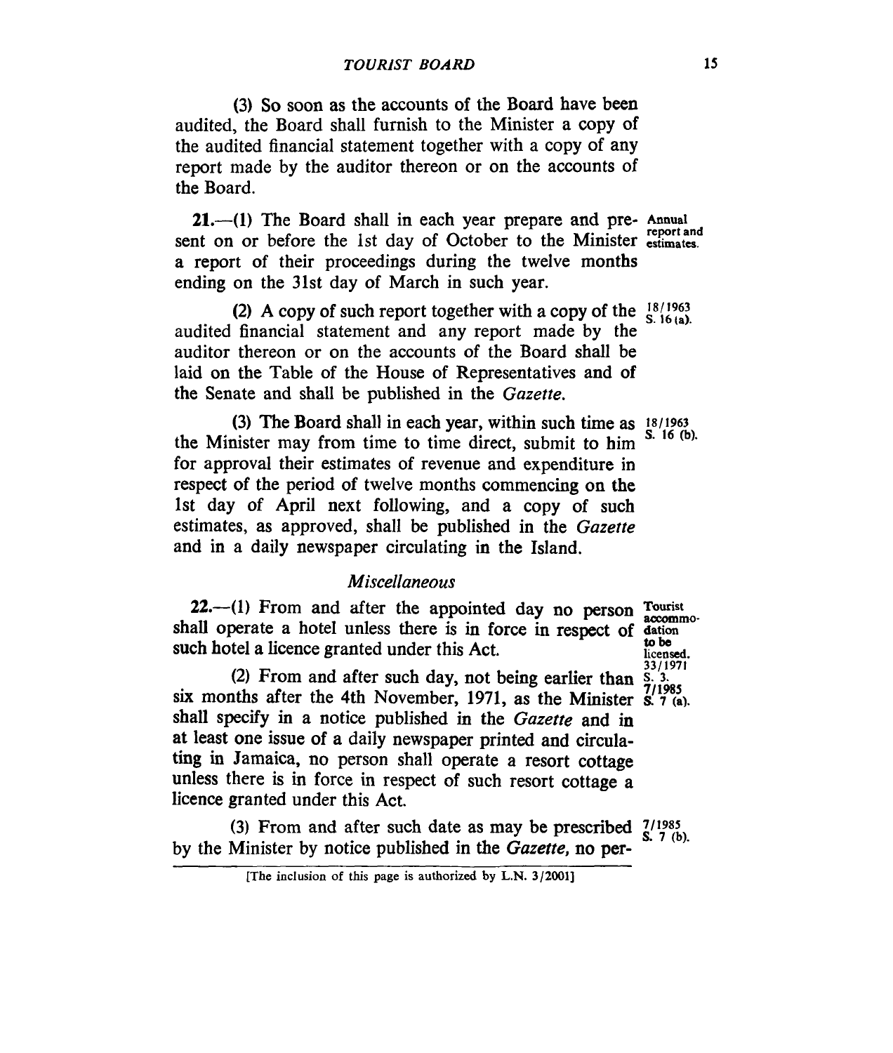(3) So soon as the accounts of the Board have been audited, the Board shall furnish to the Minister a copy of the audited financial statement together with a copy of any report made by the auditor thereon or on the accounts of the Board.

**21.**—(1) The Board shall in each year prepare and present on or before the 1st day of October to the Minister a report of their proceedings during the twelve months ending on the 31st day of March in such year.

Annual report and estimates.

(2) A copy of such report together with a copy of the audited financial statement and any report made by the auditor thereon or on the accounts of the Board shall be laid on the Table of the House of Representatives and of the Senate and shall be published in the *Gazette*.

18/1963 S. 16 (a).

(3) The Board shall in each year, within such time as the Minister may from time to time direct, submit to him for approval their estimates of revenue and expenditure in respect of the period of twelve months commencing on the 1st day of April next following, and a copy of such estimates, as approved, shall be published in the *Gazette* and in a daily newspaper circulating in the Island.

18/1963 S. 16 (b).

*Miscellaneous*

**22.**—(1) From and after the appointed day no person shall operate a hotel unless there is in force in respect of such hotel a licence granted under this Act.

Tourist accommodation to be licensed. 33/1971 S. 3. 7/1985 S. 7 (a).

(2) From and after such day, not being earlier than six months after the 4th November, 1971, as the Minister shall specify in a notice published in the *Gazette* and in at least one issue of a daily newspaper printed and circulating in Jamaica, no person shall operate a resort cottage unless there is in force in respect of such resort cottage a licence granted under this Act.

(3) From and after such date as may be prescribed by the Minister by notice published in the *Gazette*, no per-

7/1985 S. 7 (b).

[The inclusion of this page is authorized by L.N. 3/2001]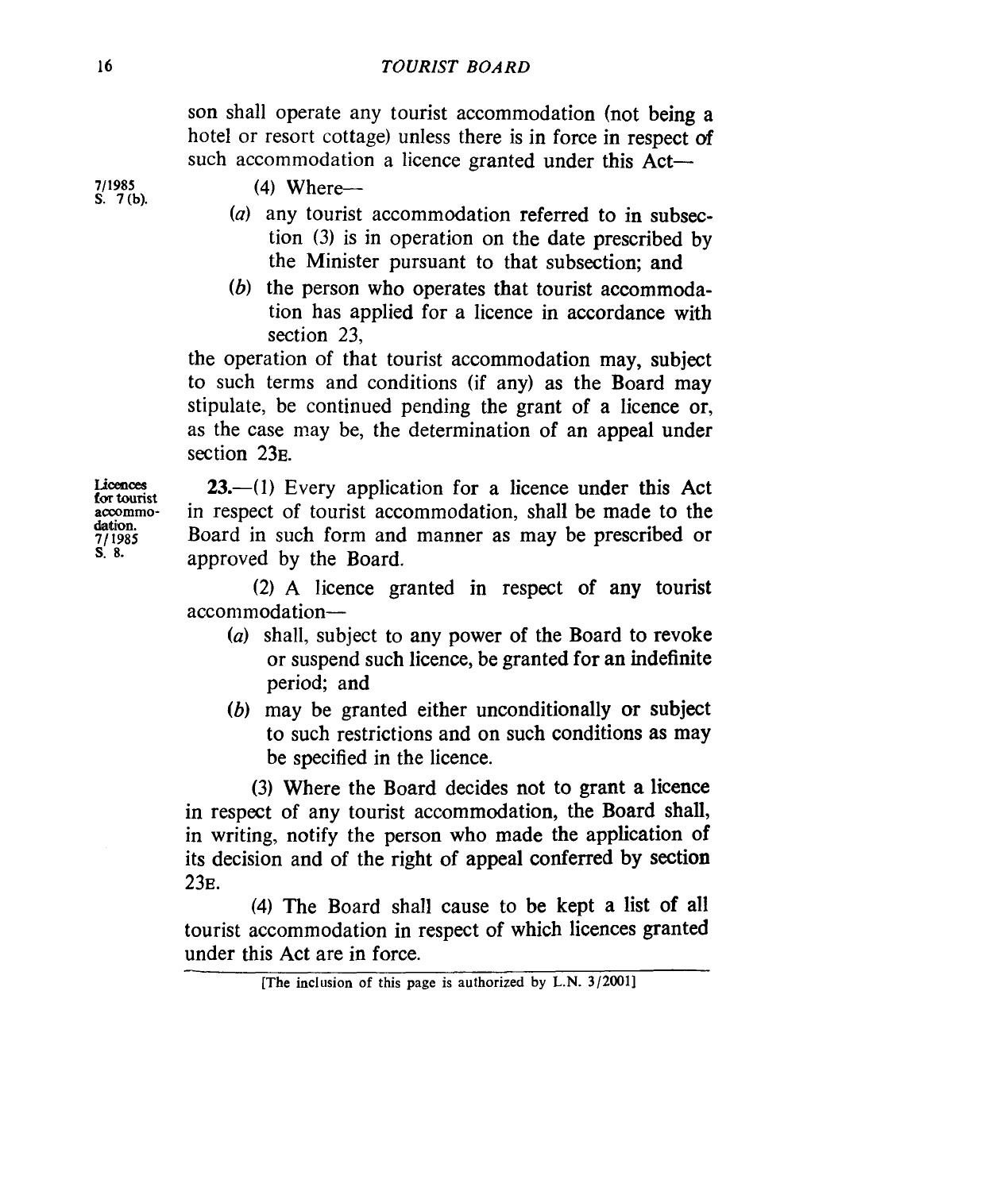son shall operate any tourist accommodation (not being a hotel or resort cottage) unless there is in force in respect of such accommodation a licence granted under this Act—

7/1985 S. 7 (b).

(4) Where—

(*a*) any tourist accommodation referred to in subsection (3) is in operation on the date prescribed by the Minister pursuant to that subsection; and

(*b*) the person who operates that tourist accommodation has applied for a licence in accordance with section 23,

the operation of that tourist accommodation may, subject to such terms and conditions (if any) as the Board may stipulate, be continued pending the grant of a licence or, as the case may be, the determination of an appeal under section 23E.

Licences for tourist accommodation. 7/1985 S. 8.

**23.**—(1) Every application for a licence under this Act in respect of tourist accommodation, shall be made to the Board in such form and manner as may be prescribed or approved by the Board.

(2) A licence granted in respect of any tourist accommodation—

(*a*) shall, subject to any power of the Board to revoke or suspend such licence, be granted for an indefinite period; and

(*b*) may be granted either unconditionally or subject to such restrictions and on such conditions as may be specified in the licence.

(3) Where the Board decides not to grant a licence in respect of any tourist accommodation, the Board shall, in writing, notify the person who made the application of its decision and of the right of appeal conferred by section 23E.

(4) The Board shall cause to be kept a list of all tourist accommodation in respect of which licences granted under this Act are in force.

[The inclusion of this page is authorized by L.N. 3/2001]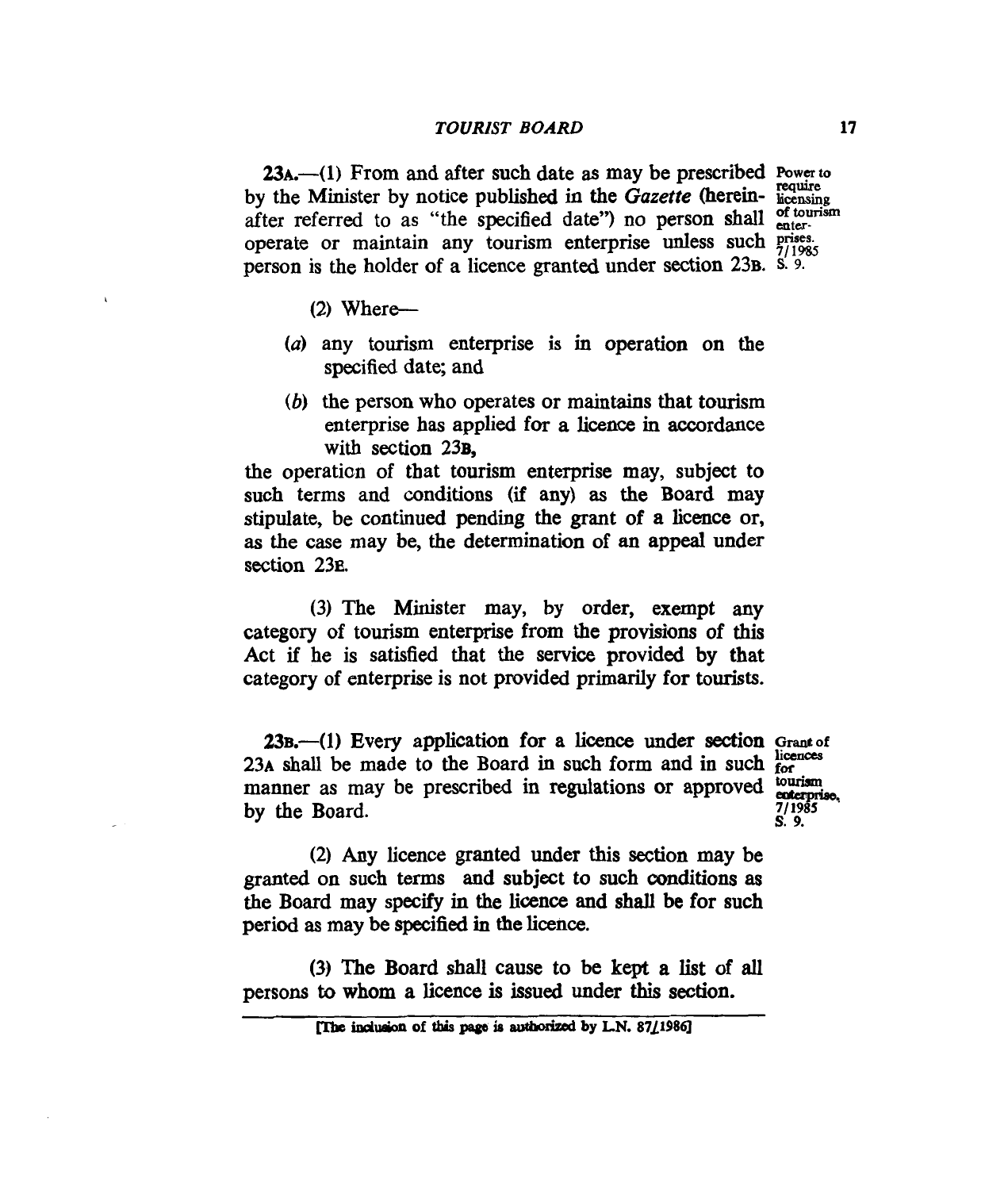**23A.**—(1) From and after such date as may be prescribed by the Minister by notice published in the *Gazette* (hereinafter referred to as "the specified date") no person shall operate or maintain any tourism enterprise unless such person is the holder of a licence granted under section 23B.

Power to require licensing of tourism enterprises. 7/1985 S. 9.

(2) Where—

(*a*) any tourism enterprise is in operation on the specified date; and

(*b*) the person who operates or maintains that tourism enterprise has applied for a licence in accordance with section 23B,

the operation of that tourism enterprise may, subject to such terms and conditions (if any) as the Board may stipulate, be continued pending the grant of a licence or, as the case may be, the determination of an appeal under section 23E.

(3) The Minister may, by order, exempt any category of tourism enterprise from the provisions of this Act if he is satisfied that the service provided by that category of enterprise is not provided primarily for tourists.

**23B.**—(1) Every application for a licence under section 23A shall be made to the Board in such form and in such manner as may be prescribed in regulations or approved by the Board.

Grant of licences for tourism enterprise. 7/1985 S. 9.

(2) Any licence granted under this section may be granted on such terms and subject to such conditions as the Board may specify in the licence and shall be for such period as may be specified in the licence.

(3) The Board shall cause to be kept a list of all persons to whom a licence is issued under this section.

[The inclusion of this page is authorized by L.N. 87/1986]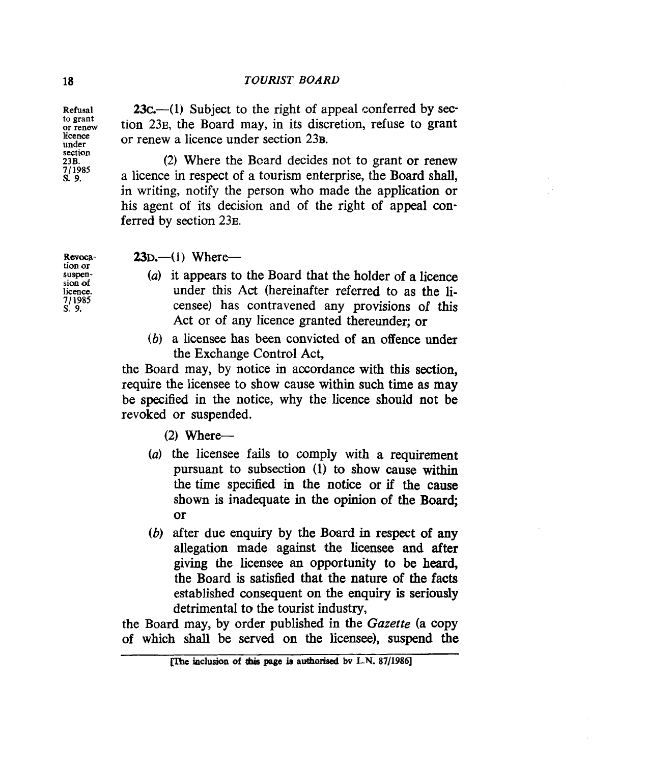Refusal to grant or renew licence under section 23B. 7/1985 S. 9.

**23C.**—(1) Subject to the right of appeal conferred by section 23E, the Board may, in its discretion, refuse to grant or renew a licence under section 23B.

(2) Where the Board decides not to grant or renew a licence in respect of a tourism enterprise, the Board shall, in writing, notify the person who made the application or his agent of its decision and of the right of appeal conferred by section 23E.

Revocation or suspension of licence. 7/1985 S. 9.

**23D.**—(1) Where—

(*a*) it appears to the Board that the holder of a licence under this Act (hereinafter referred to as the licensee) has contravened any provisions of this Act or of any licence granted thereunder; or

(*b*) a licensee has been convicted of an offence under the Exchange Control Act,

the Board may, by notice in accordance with this section, require the licensee to show cause within such time as may be specified in the notice, why the licence should not be revoked or suspended.

(2) Where—

(*a*) the licensee fails to comply with a requirement pursuant to subsection (1) to show cause within the time specified in the notice or if the cause shown is inadequate in the opinion of the Board; or

(*b*) after due enquiry by the Board in respect of any allegation made against the licensee and after giving the licensee an opportunity to be heard, the Board is satisfied that the nature of the facts established consequent on the enquiry is seriously detrimental to the tourist industry,

the Board may, by order published in the *Gazette* (a copy of which shall be served on the licensee), suspend the

[The inclusion of this page is authorised by L.N. 87/1986]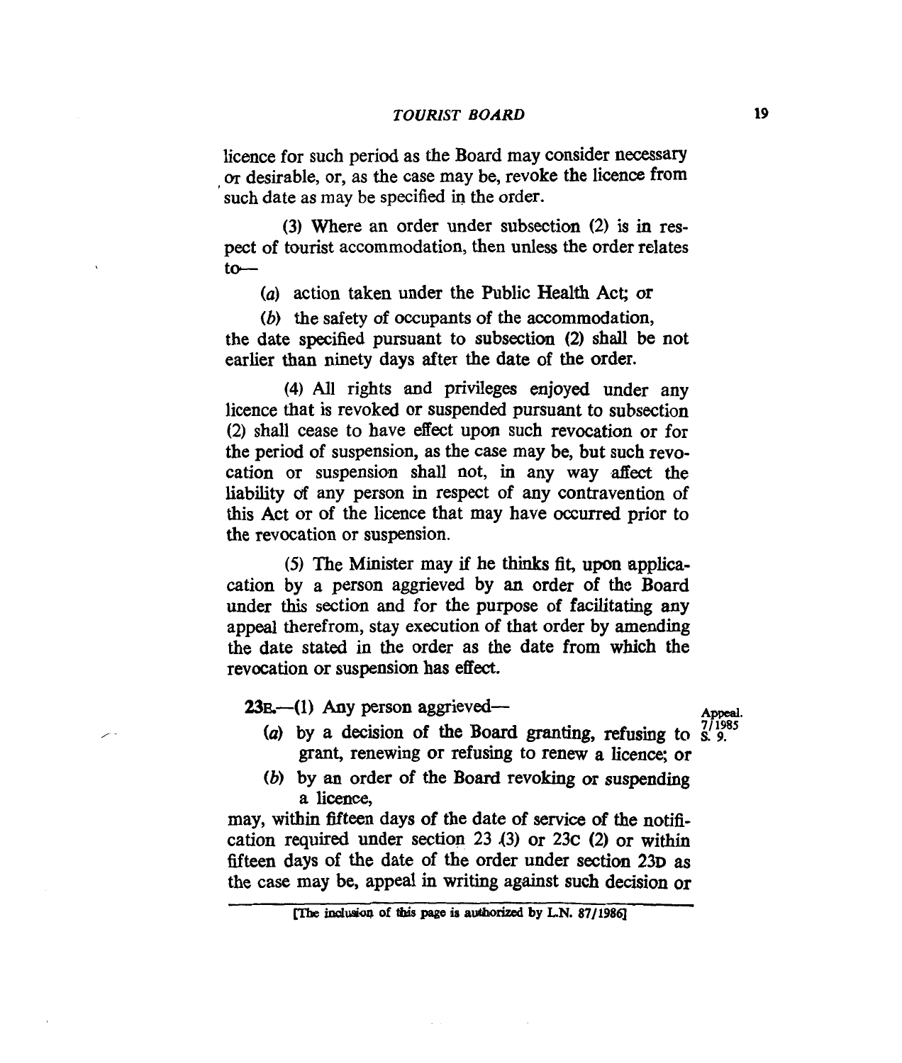licence for such period as the Board may consider necessary or desirable, or, as the case may be, revoke the licence from such date as may be specified in the order.

(3) Where an order under subsection (2) is in respect of tourist accommodation, then unless the order relates to—

(a) action taken under the Public Health Act; or

(b) the safety of occupants of the accommodation,

the date specified pursuant to subsection (2) shall be not earlier than ninety days after the date of the order.

(4) All rights and privileges enjoyed under any licence that is revoked or suspended pursuant to subsection (2) shall cease to have effect upon such revocation or for the period of suspension, as the case may be, but such revocation or suspension shall not, in any way affect the liability of any person in respect of any contravention of this Act or of the licence that may have occurred prior to the revocation or suspension.

(5) The Minister may if he thinks fit, upon application by a person aggrieved by an order of the Board under this section and for the purpose of facilitating any appeal therefrom, stay execution of that order by amending the date stated in the order as the date from which the revocation or suspension has effect.

Appeal. 7/1985 S. 9.

**23E.**—(1) Any person aggrieved—

(a) by a decision of the Board granting, refusing to grant, renewing or refusing to renew a licence; or

(b) by an order of the Board revoking or suspending a licence,

may, within fifteen days of the date of service of the notification required under section 23 (3) or 23C (2) or within fifteen days of the date of the order under section 23D as the case may be, appeal in writing against such decision or

[The inclusion of this page is authorized by L.N. 87/1986]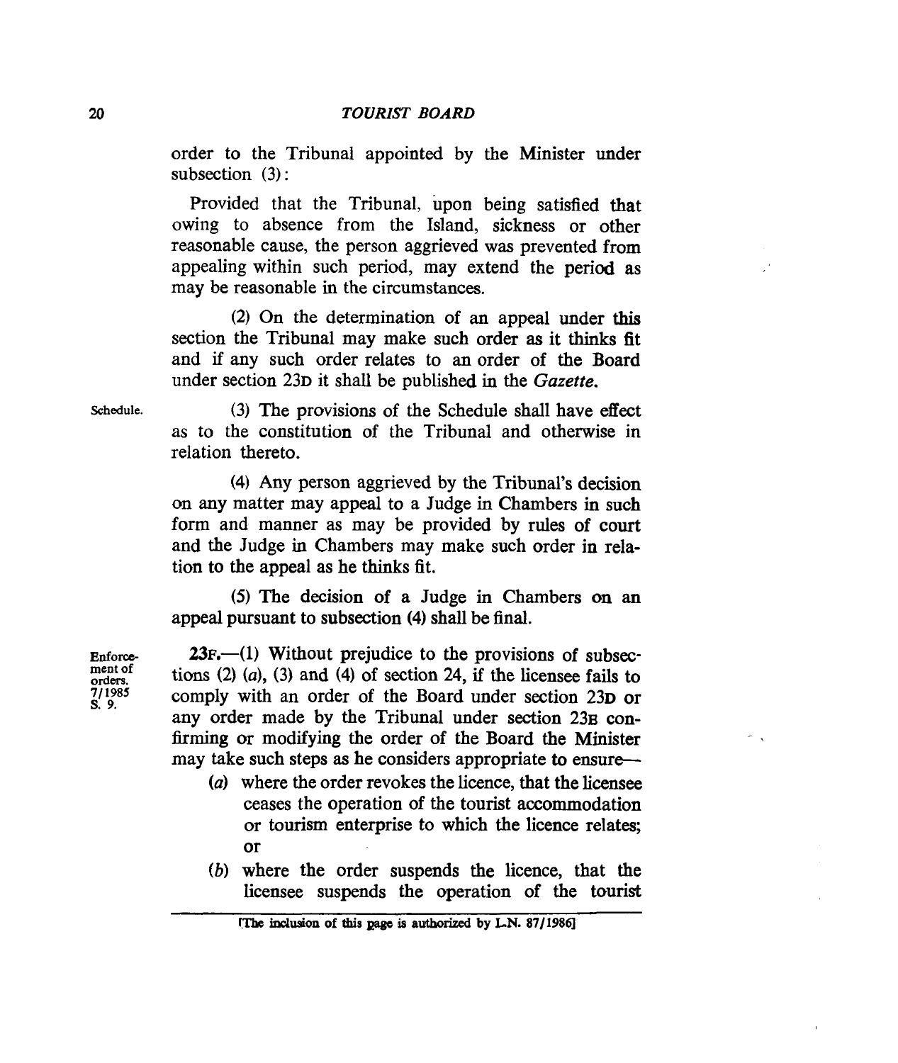order to the Tribunal appointed by the Minister under subsection (3):

Provided that the Tribunal, upon being satisfied that owing to absence from the Island, sickness or other reasonable cause, the person aggrieved was prevented from appealing within such period, may extend the period as may be reasonable in the circumstances.

(2) On the determination of an appeal under this section the Tribunal may make such order as it thinks fit and if any such order relates to an order of the Board under section 23D it shall be published in the *Gazette*.

Schedule.

(3) The provisions of the Schedule shall have effect as to the constitution of the Tribunal and otherwise in relation thereto.

(4) Any person aggrieved by the Tribunal's decision on any matter may appeal to a Judge in Chambers in such form and manner as may be provided by rules of court and the Judge in Chambers may make such order in relation to the appeal as he thinks fit.

(5) The decision of a Judge in Chambers on an appeal pursuant to subsection (4) shall be final.

Enforcement of orders. 7/1985 S. 9.

**23F.**—(1) Without prejudice to the provisions of subsections (2) (*a*), (3) and (4) of section 24, if the licensee fails to comply with an order of the Board under section 23D or any order made by the Tribunal under section 23B confirming or modifying the order of the Board the Minister may take such steps as he considers appropriate to ensure—

(*a*) where the order revokes the licence, that the licensee ceases the operation of the tourist accommodation or tourism enterprise to which the licence relates; or

(*b*) where the order suspends the licence, that the licensee suspends the operation of the tourist

[The inclusion of this page is authorized by L.N. 87/1986]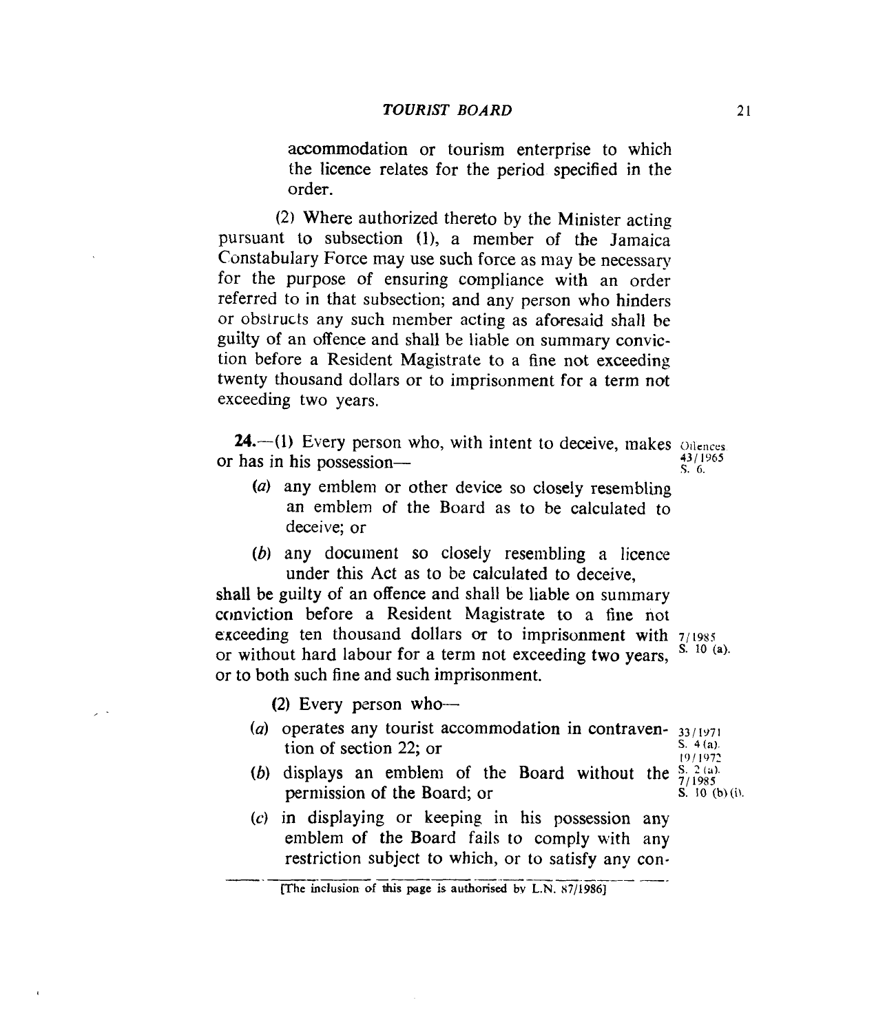accommodation or tourism enterprise to which the licence relates for the period specified in the order.

(2) Where authorized thereto by the Minister acting pursuant to subsection (1), a member of the Jamaica Constabulary Force may use such force as may be necessary for the purpose of ensuring compliance with an order referred to in that subsection; and any person who hinders or obstructs any such member acting as aforesaid shall be guilty of an offence and shall be liable on summary conviction before a Resident Magistrate to a fine not exceeding twenty thousand dollars or to imprisonment for a term not exceeding two years.

Offences. 43/1965 S. 6.

**24.**—(1) Every person who, with intent to deceive, makes or has in his possession—

(*a*) any emblem or other device so closely resembling an emblem of the Board as to be calculated to deceive; or

(*b*) any document so closely resembling a licence under this Act as to be calculated to deceive,

shall be guilty of an offence and shall be liable on summary conviction before a Resident Magistrate to a fine not exceeding ten thousand dollars or to imprisonment with or without hard labour for a term not exceeding two years, or to both such fine and such imprisonment.

7/1985 S. 10 (a).

(2) Every person who—

(*a*) operates any tourist accommodation in contravention of section 22; or

33/1971 S. 4 (a). 19/1972 S. 2 (a). 7/1985 S. 10 (b) (i).

(*b*) displays an emblem of the Board without the permission of the Board; or

(*c*) in displaying or keeping in his possession any emblem of the Board fails to comply with any restriction subject to which, or to satisfy any con-

[The inclusion of this page is authorised by L.N. 87/1986]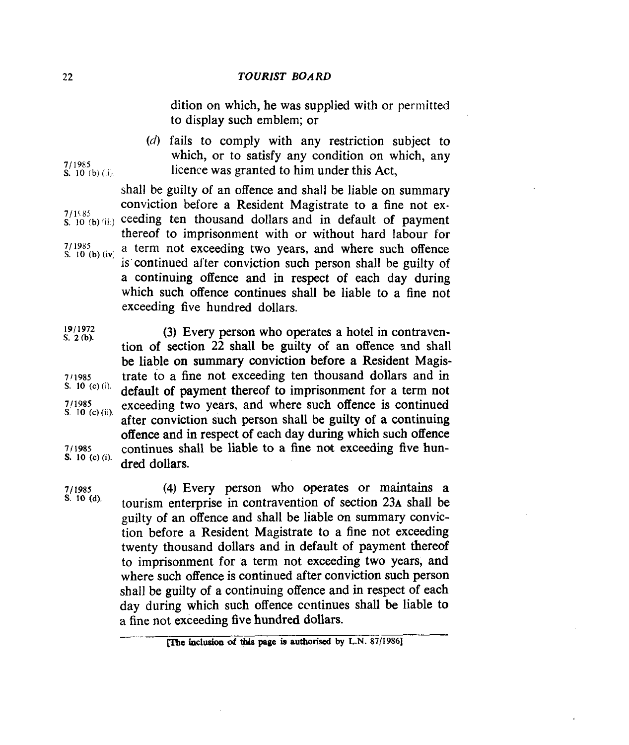dition on which, he was supplied with or permitted to display such emblem; or

(*d*) fails to comply with any restriction subject to which, or to satisfy any condition on which, any licence was granted to him under this Act,

7/1985 S. 10 (b) (i).

shall be guilty of an offence and shall be liable on summary conviction before a Resident Magistrate to a fine not exceeding ten thousand dollars and in default of payment thereof to imprisonment with or without hard labour for a term not exceeding two years, and where such offence is continued after conviction such person shall be guilty of a continuing offence and in respect of each day during which such offence continues shall be liable to a fine not exceeding five hundred dollars.

7/1985 S. 10 (b) (ii). 7/1985 S. 10 (b) (iv).

19/1972 S. 2 (b).

(3) Every person who operates a hotel in contravention of section 22 shall be guilty of an offence and shall be liable on summary conviction before a Resident Magistrate to a fine not exceeding ten thousand dollars and in default of payment thereof to imprisonment for a term not exceeding two years, and where such offence is continued after conviction such person shall be guilty of a continuing offence and in respect of each day during which such offence continues shall be liable to a fine not exceeding five hundred dollars.

7/1985 S. 10 (c) (i). 7/1985 S. 10 (c) (ii). 7/1985 S. 10 (c) (i).

7/1985 S. 10 (d).

(4) Every person who operates or maintains a tourism enterprise in contravention of section 23A shall be guilty of an offence and shall be liable on summary conviction before a Resident Magistrate to a fine not exceeding twenty thousand dollars and in default of payment thereof to imprisonment for a term not exceeding two years, and where such offence is continued after conviction such person shall be guilty of a continuing offence and in respect of each day during which such offence continues shall be liable to a fine not exceeding five hundred dollars.

[The inclusion of this page is authorised by L.N. 87/1986]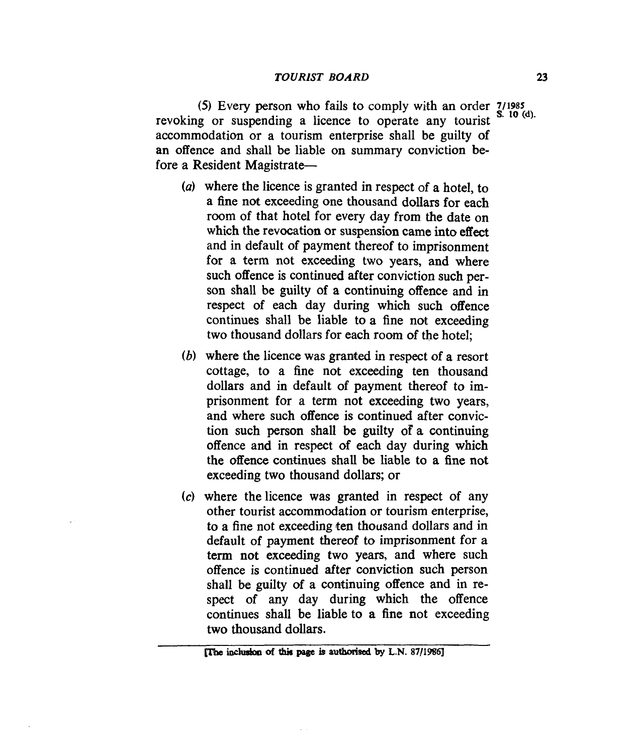(5) Every person who fails to comply with an order revoking or suspending a licence to operate any tourist accommodation or a tourism enterprise shall be guilty of an offence and shall be liable on summary conviction before a Resident Magistrate— 7/1985 S. 10 (d).

(*a*) where the licence is granted in respect of a hotel, to a fine not exceeding one thousand dollars for each room of that hotel for every day from the date on which the revocation or suspension came into effect and in default of payment thereof to imprisonment for a term not exceeding two years, and where such offence is continued after conviction such person shall be guilty of a continuing offence and in respect of each day during which such offence continues shall be liable to a fine not exceeding two thousand dollars for each room of the hotel;

(*b*) where the licence was granted in respect of a resort cottage, to a fine not exceeding ten thousand dollars and in default of payment thereof to imprisonment for a term not exceeding two years, and where such offence is continued after conviction such person shall be guilty of a continuing offence and in respect of each day during which the offence continues shall be liable to a fine not exceeding two thousand dollars; or

(*c*) where the licence was granted in respect of any other tourist accommodation or tourism enterprise, to a fine not exceeding ten thousand dollars and in default of payment thereof to imprisonment for a term not exceeding two years, and where such offence is continued after conviction such person shall be guilty of a continuing offence and in respect of any day during which the offence continues shall be liable to a fine not exceeding two thousand dollars.

[The inclusion of this page is authorised by L.N. 87/1986]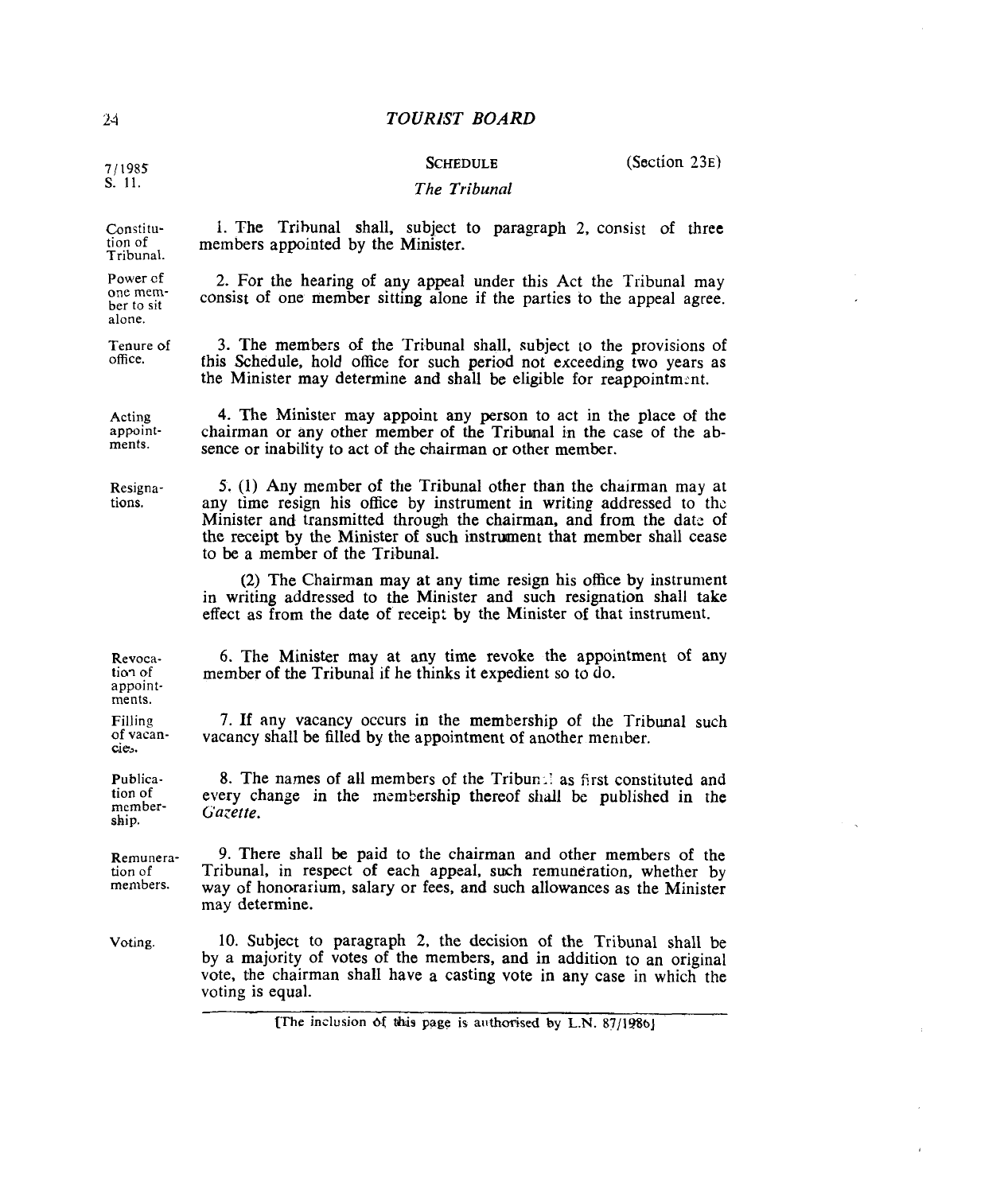## SCHEDULE (Section 23E)

7/1985
S. 11.

*The Tribunal*

Constitution of Tribunal.

1. The Tribunal shall, subject to paragraph 2, consist of three members appointed by the Minister.

Power of one member to sit alone.

2. For the hearing of any appeal under this Act the Tribunal may consist of one member sitting alone if the parties to the appeal agree.

Tenure of office.

3. The members of the Tribunal shall, subject to the provisions of this Schedule, hold office for such period not exceeding two years as the Minister may determine and shall be eligible for reappointment.

Acting appointments.

4. The Minister may appoint any person to act in the place of the chairman or any other member of the Tribunal in the case of the absence or inability to act of the chairman or other member.

Resignations.

5. (1) Any member of the Tribunal other than the chairman may at any time resign his office by instrument in writing addressed to the Minister and transmitted through the chairman, and from the date of the receipt by the Minister of such instrument that member shall cease to be a member of the Tribunal.

(2) The Chairman may at any time resign his office by instrument in writing addressed to the Minister and such resignation shall take effect as from the date of receipt by the Minister of that instrument.

Revocation of appointments.

6. The Minister may at any time revoke the appointment of any member of the Tribunal if he thinks it expedient so to do.

Filling of vacancies.

7. If any vacancy occurs in the membership of the Tribunal such vacancy shall be filled by the appointment of another member.

Publication of membership.

8. The names of all members of the Tribunal as first constituted and every change in the membership thereof shall be published in the *Gazette*.

Remuneration of members.

9. There shall be paid to the chairman and other members of the Tribunal, in respect of each appeal, such remuneration, whether by way of honorarium, salary or fees, and such allowances as the Minister may determine.

Voting.

10. Subject to paragraph 2, the decision of the Tribunal shall be by a majority of votes of the members, and in addition to an original vote, the chairman shall have a casting vote in any case in which the voting is equal.

[The inclusion of this page is authorised by L.N. 87/1986]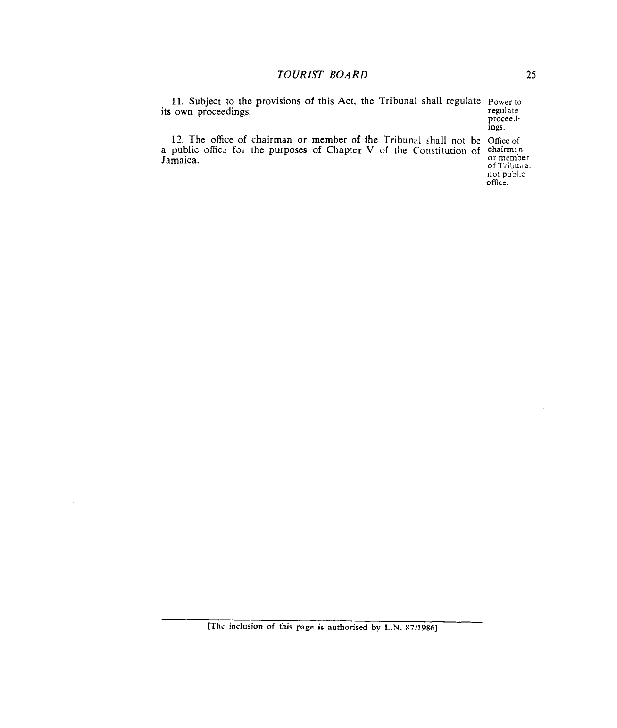11. Subject to the provisions of this Act, the Tribunal shall regulate its own proceedings.

*Power to regulate proceedings.*

12. The office of chairman or member of the Tribunal shall not be a public office for the purposes of Chapter V of the Constitution of Jamaica.

*Office of chairman or member of Tribunal not public office.*

[The inclusion of this page is authorised by L.N. 87/1986]